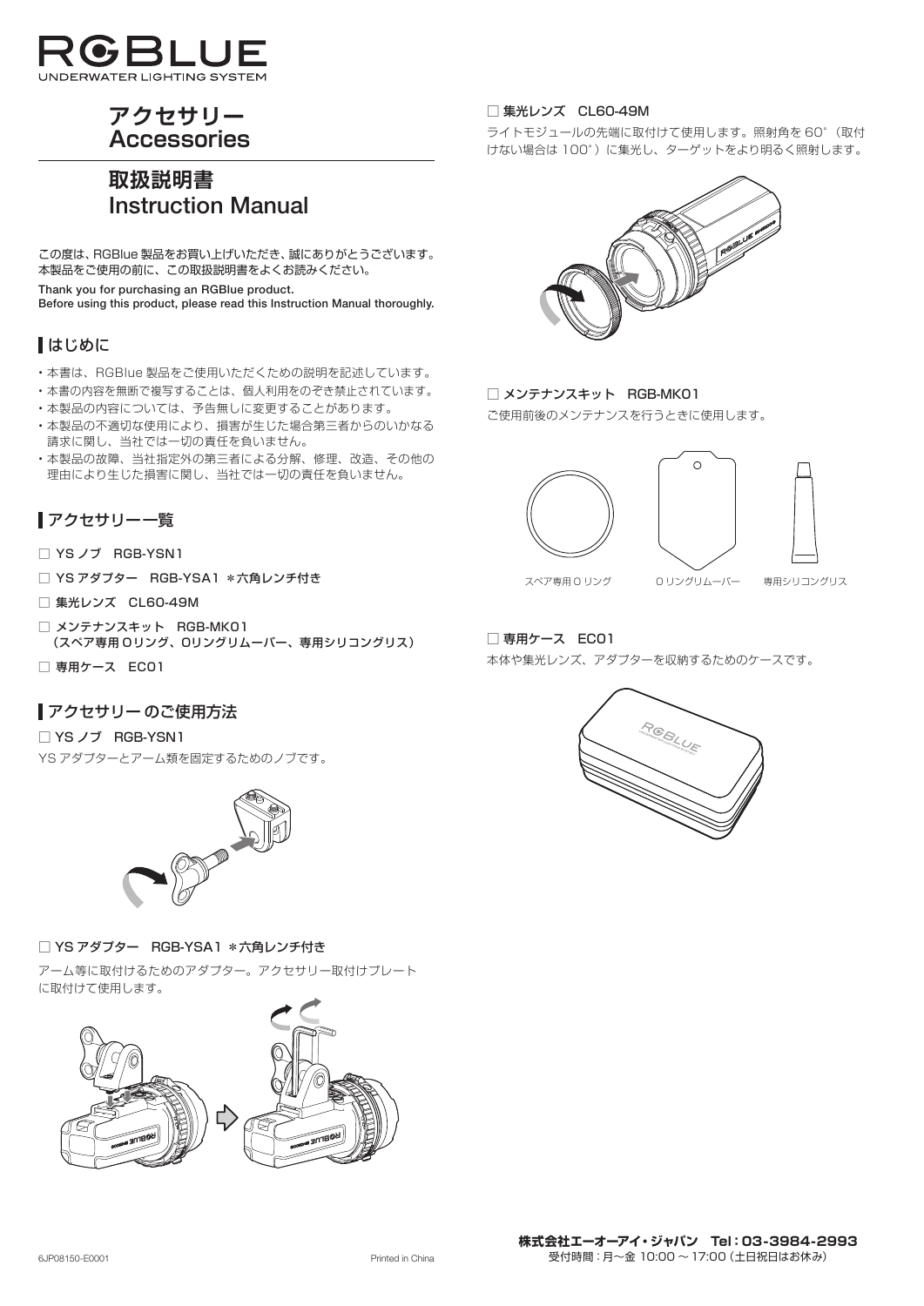# RGBLUE

UNDERWATER LIGHTING SYSTEM

# アクセサリー
# Accessories

# 取扱説明書
# Instruction Manual

この度は、RGBlue 製品をお買い上げいただき、誠にありがとうございます。
本製品をご使用の前に、この取扱説明書をよくお読みください。

**Thank you for purchasing an RGBlue product.**
**Before using this product, please read this Instruction Manual thoroughly.**

## はじめに

- 本書は、RGBlue 製品をご使用いただくための説明を記述しています。
- 本書の内容を無断で複写することは、個人利用をのぞき禁止されています。
- 本製品の内容については、予告無しに変更することがあります。
- 本製品の不適切な使用により、損害が生じた場合第三者からのいかなる請求に関し、当社では一切の責任を負いません。
- 本製品の故障、当社指定外の第三者による分解、修理、改造、その他の理由により生じた損害に関し、当社では一切の責任を負いません。

## アクセサリー一覧

- □ YS ノブ　RGB-YSN1
- □ YS アダプター　RGB-YSA1 ＊六角レンチ付き
- □ 集光レンズ　CL60-49M
- □ メンテナンスキット　RGB-MK01
  （スペア専用 Oリング、Oリングリムーバー、専用シリコングリス）
- □ 専用ケース　EC01

## アクセサリー のご使用方法

### □ YS ノブ　RGB-YSN1

YS アダプターとアーム類を固定するためのノブです。

### □ YS アダプター　RGB-YSA1 ＊六角レンチ付き

アーム等に取付けるためのアダプター。アクセサリー取付けプレートに取付けて使用します。

### □ 集光レンズ　CL60-49M

ライトモジュールの先端に取付けて使用します。照射角を 60°（取付けない場合は 100°）に集光し、ターゲットをより明るく照射します。

### □ メンテナンスキット　RGB-MK01

ご使用前後のメンテナンスを行うときに使用します。

スペア専用 O リング　　O リングリムーバー　　専用シリコングリス

### □ 専用ケース　EC01

本体や集光レンズ、アダプターを収納するためのケースです。

6JP08150-E0001　　Printed in China

**株式会社エーオーアイ・ジャパン　Tel：03-3984-2993**
受付時間：月～金 10:00 ～ 17:00（土日祝日はお休み）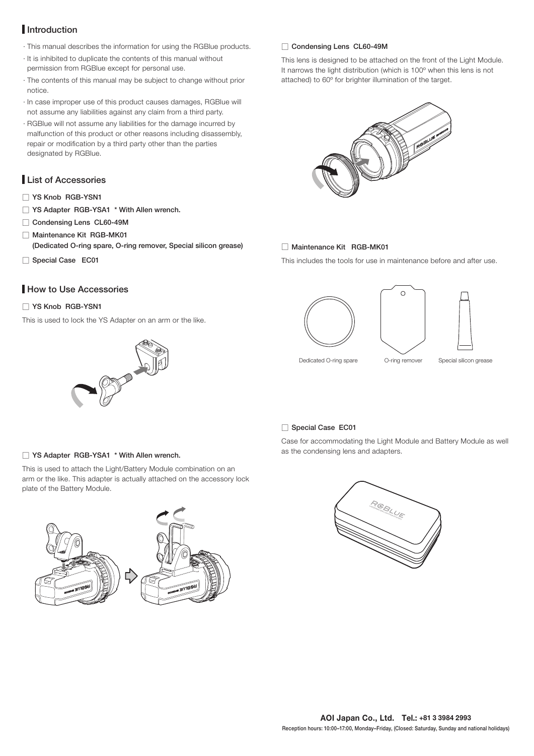## Introduction

- This manual describes the information for using the RGBlue products.
- It is inhibited to duplicate the contents of this manual without permission from RGBlue except for personal use.
- The contents of this manual may be subject to change without prior notice.
- In case improper use of this product causes damages, RGBlue will not assume any liabilities against any claim from a third party.
- RGBlue will not assume any liabilities for the damage incurred by malfunction of this product or other reasons including disassembly, repair or modification by a third party other than the parties designated by RGBlue.

## List of Accessories

- ☐ **YS Knob RGB-YSN1**
- ☐ **YS Adapter RGB-YSA1 * With Allen wrench.**
- ☐ **Condensing Lens CL60-49M**
- ☐ **Maintenance Kit RGB-MK01 (Dedicated O-ring spare, O-ring remover, Special silicon grease)**
- ☐ **Special Case EC01**

## How to Use Accessories

### ☐ YS Knob RGB-YSN1

This is used to lock the YS Adapter on an arm or the like.

### ☐ YS Adapter RGB-YSA1 * With Allen wrench.

This is used to attach the Light/Battery Module combination on an arm or the like. This adapter is actually attached on the accessory lock plate of the Battery Module.

### ☐ Condensing Lens CL60-49M

This lens is designed to be attached on the front of the Light Module. It narrows the light distribution (which is 100º when this lens is not attached) to 60º for brighter illumination of the target.

### ☐ Maintenance Kit RGB-MK01

This includes the tools for use in maintenance before and after use.

Dedicated O-ring spare

O-ring remover

Special silicon grease

### ☐ Special Case EC01

Case for accommodating the Light Module and Battery Module as well as the condensing lens and adapters.

**AOI Japan Co., Ltd. Tel.: +81 3 3984 2993**

Reception hours: 10:00–17:00, Monday–Friday, (Closed: Saturday, Sunday and national holidays)